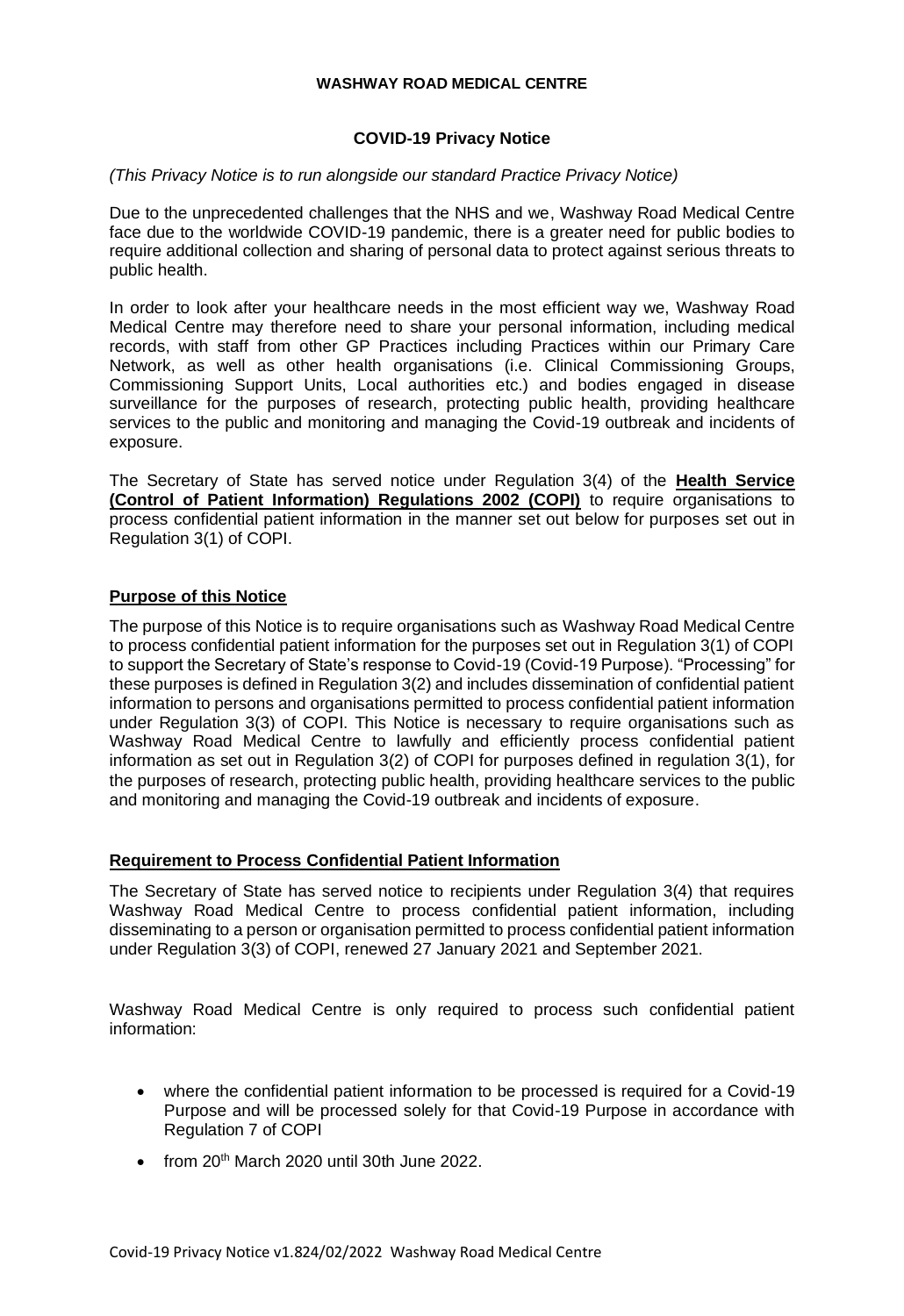**WASHWAY ROAD MEDICAL CENTRE**

**COVID-19 Privacy Notice**

*(This Privacy Notice is to run alongside our standard Practice Privacy Notice)*

Due to the unprecedented challenges that the NHS and we, Washway Road Medical Centre face due to the worldwide COVID-19 pandemic, there is a greater need for public bodies to require additional collection and sharing of personal data to protect against serious threats to public health.

In order to look after your healthcare needs in the most efficient way we, Washway Road Medical Centre may therefore need to share your personal information, including medical records, with staff from other GP Practices including Practices within our Primary Care Network, as well as other health organisations (i.e. Clinical Commissioning Groups, Commissioning Support Units, Local authorities etc.) and bodies engaged in disease surveillance for the purposes of research, protecting public health, providing healthcare services to the public and monitoring and managing the Covid-19 outbreak and incidents of exposure.

The Secretary of State has served notice under Regulation 3(4) of the **Health Service (Control of Patient Information) Regulations 2002 (COPI)** to require organisations to process confidential patient information in the manner set out below for purposes set out in Regulation 3(1) of COPI.

**Purpose of this Notice**

The purpose of this Notice is to require organisations such as Washway Road Medical Centre to process confidential patient information for the purposes set out in Regulation 3(1) of COPI to support the Secretary of State's response to Covid-19 (Covid-19 Purpose). "Processing" for these purposes is defined in Regulation 3(2) and includes dissemination of confidential patient information to persons and organisations permitted to process confidential patient information under Regulation 3(3) of COPI. This Notice is necessary to require organisations such as Washway Road Medical Centre to lawfully and efficiently process confidential patient information as set out in Regulation 3(2) of COPI for purposes defined in regulation 3(1), for the purposes of research, protecting public health, providing healthcare services to the public and monitoring and managing the Covid-19 outbreak and incidents of exposure.

**Requirement to Process Confidential Patient Information**

The Secretary of State has served notice to recipients under Regulation 3(4) that requires Washway Road Medical Centre to process confidential patient information, including disseminating to a person or organisation permitted to process confidential patient information under Regulation 3(3) of COPI, renewed 27 January 2021 and September 2021.

Washway Road Medical Centre is only required to process such confidential patient information:

- where the confidential patient information to be processed is required for a Covid-19 Purpose and will be processed solely for that Covid-19 Purpose in accordance with Regulation 7 of COPI
- from 20th March 2020 until 30th June 2022.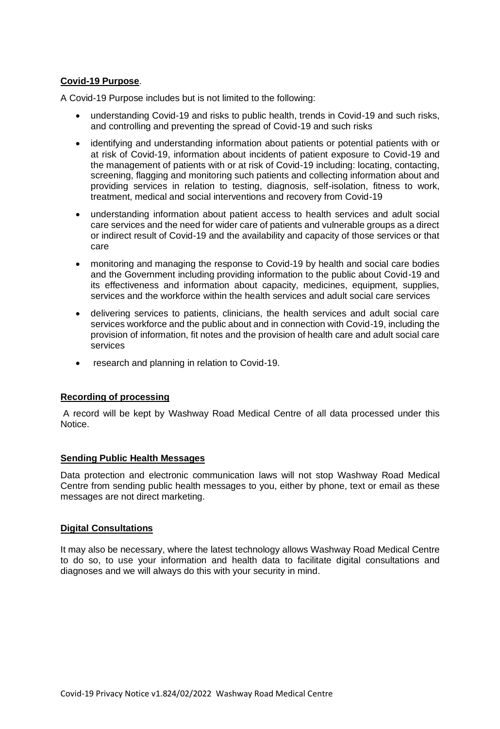**Covid-19 Purpose**.

A Covid-19 Purpose includes but is not limited to the following:

- understanding Covid-19 and risks to public health, trends in Covid-19 and such risks, and controlling and preventing the spread of Covid-19 and such risks
- identifying and understanding information about patients or potential patients with or at risk of Covid-19, information about incidents of patient exposure to Covid-19 and the management of patients with or at risk of Covid-19 including: locating, contacting, screening, flagging and monitoring such patients and collecting information about and providing services in relation to testing, diagnosis, self-isolation, fitness to work, treatment, medical and social interventions and recovery from Covid-19
- understanding information about patient access to health services and adult social care services and the need for wider care of patients and vulnerable groups as a direct or indirect result of Covid-19 and the availability and capacity of those services or that care
- monitoring and managing the response to Covid-19 by health and social care bodies and the Government including providing information to the public about Covid-19 and its effectiveness and information about capacity, medicines, equipment, supplies, services and the workforce within the health services and adult social care services
- delivering services to patients, clinicians, the health services and adult social care services workforce and the public about and in connection with Covid-19, including the provision of information, fit notes and the provision of health care and adult social care services
- research and planning in relation to Covid-19.

**Recording of processing**

A record will be kept by Washway Road Medical Centre of all data processed under this Notice.

**Sending Public Health Messages**

Data protection and electronic communication laws will not stop Washway Road Medical Centre from sending public health messages to you, either by phone, text or email as these messages are not direct marketing.

**Digital Consultations**

It may also be necessary, where the latest technology allows Washway Road Medical Centre to do so, to use your information and health data to facilitate digital consultations and diagnoses and we will always do this with your security in mind.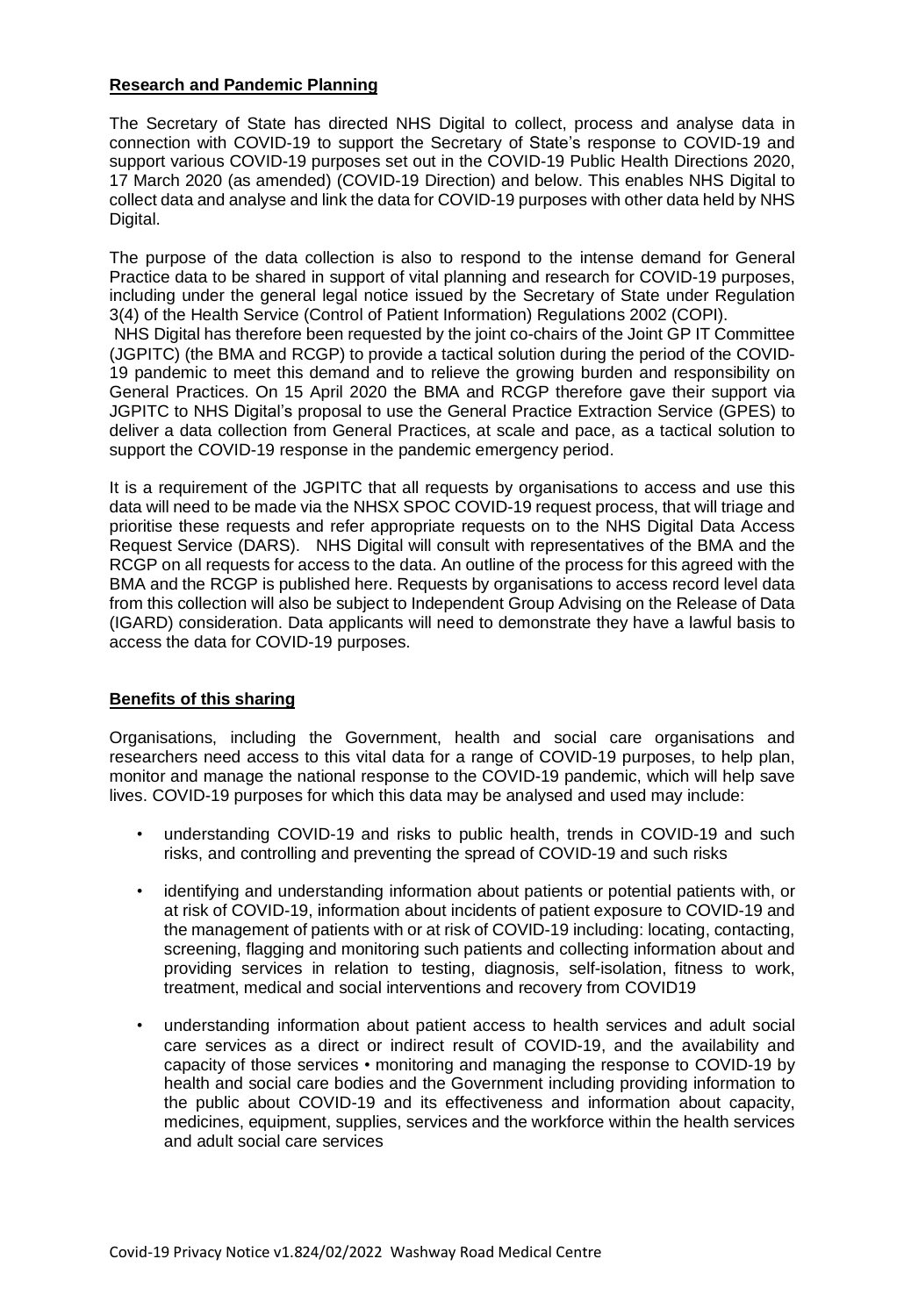**Research and Pandemic Planning**

The Secretary of State has directed NHS Digital to collect, process and analyse data in connection with COVID-19 to support the Secretary of State's response to COVID-19 and support various COVID-19 purposes set out in the COVID-19 Public Health Directions 2020, 17 March 2020 (as amended) (COVID-19 Direction) and below. This enables NHS Digital to collect data and analyse and link the data for COVID-19 purposes with other data held by NHS Digital.

The purpose of the data collection is also to respond to the intense demand for General Practice data to be shared in support of vital planning and research for COVID-19 purposes, including under the general legal notice issued by the Secretary of State under Regulation 3(4) of the Health Service (Control of Patient Information) Regulations 2002 (COPI). NHS Digital has therefore been requested by the joint co-chairs of the Joint GP IT Committee (JGPITC) (the BMA and RCGP) to provide a tactical solution during the period of the COVID-19 pandemic to meet this demand and to relieve the growing burden and responsibility on General Practices. On 15 April 2020 the BMA and RCGP therefore gave their support via JGPITC to NHS Digital's proposal to use the General Practice Extraction Service (GPES) to deliver a data collection from General Practices, at scale and pace, as a tactical solution to support the COVID-19 response in the pandemic emergency period.

It is a requirement of the JGPITC that all requests by organisations to access and use this data will need to be made via the NHSX SPOC COVID-19 request process, that will triage and prioritise these requests and refer appropriate requests on to the NHS Digital Data Access Request Service (DARS). NHS Digital will consult with representatives of the BMA and the RCGP on all requests for access to the data. An outline of the process for this agreed with the BMA and the RCGP is published here. Requests by organisations to access record level data from this collection will also be subject to Independent Group Advising on the Release of Data (IGARD) consideration. Data applicants will need to demonstrate they have a lawful basis to access the data for COVID-19 purposes.

**Benefits of this sharing**

Organisations, including the Government, health and social care organisations and researchers need access to this vital data for a range of COVID-19 purposes, to help plan, monitor and manage the national response to the COVID-19 pandemic, which will help save lives. COVID-19 purposes for which this data may be analysed and used may include:

- understanding COVID-19 and risks to public health, trends in COVID-19 and such risks, and controlling and preventing the spread of COVID-19 and such risks
- identifying and understanding information about patients or potential patients with, or at risk of COVID-19, information about incidents of patient exposure to COVID-19 and the management of patients with or at risk of COVID-19 including: locating, contacting, screening, flagging and monitoring such patients and collecting information about and providing services in relation to testing, diagnosis, self-isolation, fitness to work, treatment, medical and social interventions and recovery from COVID19
- understanding information about patient access to health services and adult social care services as a direct or indirect result of COVID-19, and the availability and capacity of those services • monitoring and managing the response to COVID-19 by health and social care bodies and the Government including providing information to the public about COVID-19 and its effectiveness and information about capacity, medicines, equipment, supplies, services and the workforce within the health services and adult social care services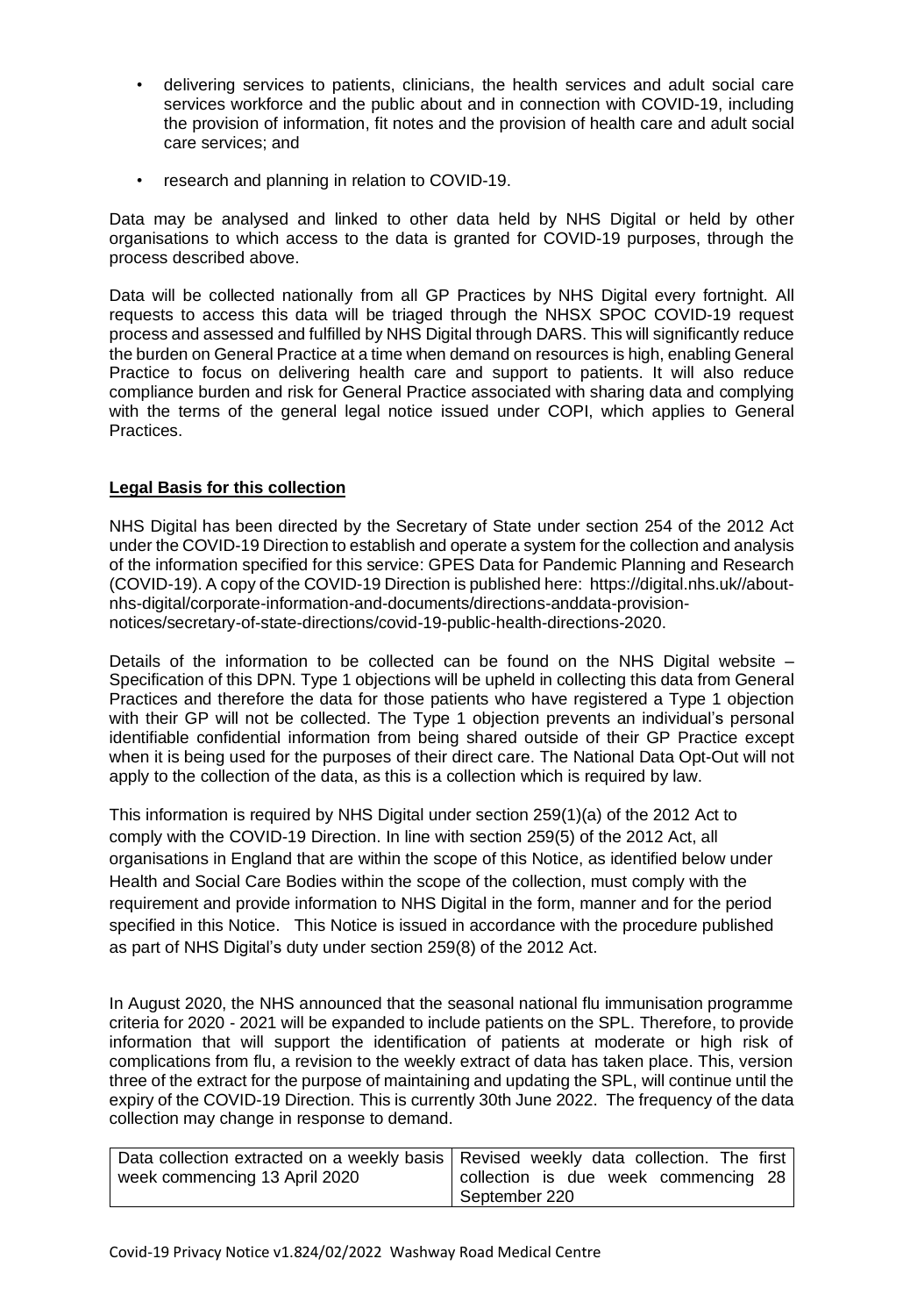- delivering services to patients, clinicians, the health services and adult social care services workforce and the public about and in connection with COVID-19, including the provision of information, fit notes and the provision of health care and adult social care services; and
- research and planning in relation to COVID-19.

Data may be analysed and linked to other data held by NHS Digital or held by other organisations to which access to the data is granted for COVID-19 purposes, through the process described above.

Data will be collected nationally from all GP Practices by NHS Digital every fortnight. All requests to access this data will be triaged through the NHSX SPOC COVID-19 request process and assessed and fulfilled by NHS Digital through DARS. This will significantly reduce the burden on General Practice at a time when demand on resources is high, enabling General Practice to focus on delivering health care and support to patients. It will also reduce compliance burden and risk for General Practice associated with sharing data and complying with the terms of the general legal notice issued under COPI, which applies to General Practices.

**Legal Basis for this collection**

NHS Digital has been directed by the Secretary of State under section 254 of the 2012 Act under the COVID-19 Direction to establish and operate a system for the collection and analysis of the information specified for this service: GPES Data for Pandemic Planning and Research (COVID-19). A copy of the COVID-19 Direction is published here: https://digital.nhs.uk//about-nhs-digital/corporate-information-and-documents/directions-anddata-provision-notices/secretary-of-state-directions/covid-19-public-health-directions-2020.

Details of the information to be collected can be found on the NHS Digital website – Specification of this DPN. Type 1 objections will be upheld in collecting this data from General Practices and therefore the data for those patients who have registered a Type 1 objection with their GP will not be collected. The Type 1 objection prevents an individual's personal identifiable confidential information from being shared outside of their GP Practice except when it is being used for the purposes of their direct care. The National Data Opt-Out will not apply to the collection of the data, as this is a collection which is required by law.

This information is required by NHS Digital under section 259(1)(a) of the 2012 Act to comply with the COVID-19 Direction. In line with section 259(5) of the 2012 Act, all organisations in England that are within the scope of this Notice, as identified below under Health and Social Care Bodies within the scope of the collection, must comply with the requirement and provide information to NHS Digital in the form, manner and for the period specified in this Notice. This Notice is issued in accordance with the procedure published as part of NHS Digital's duty under section 259(8) of the 2012 Act.

In August 2020, the NHS announced that the seasonal national flu immunisation programme criteria for 2020 - 2021 will be expanded to include patients on the SPL. Therefore, to provide information that will support the identification of patients at moderate or high risk of complications from flu, a revision to the weekly extract of data has taken place. This, version three of the extract for the purpose of maintaining and updating the SPL, will continue until the expiry of the COVID-19 Direction. This is currently 30th June 2022. The frequency of the data collection may change in response to demand.

| Data collection extracted on a weekly basis week commencing 13 April 2020 | Revised weekly data collection. The first collection is due week commencing 28 September 220 |
|---|---|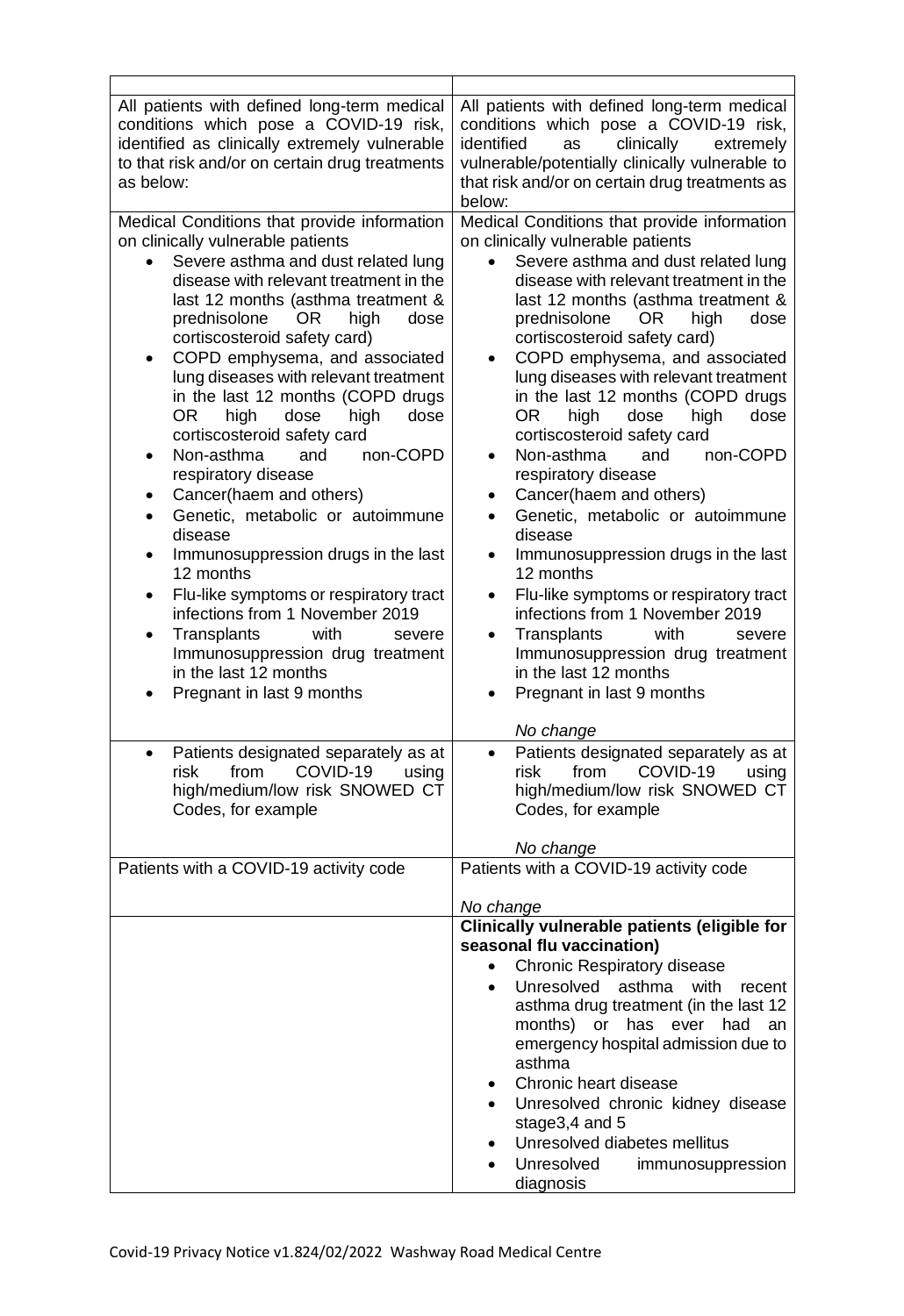| | |
|---|---|
| All patients with defined long-term medical conditions which pose a COVID-19 risk, identified as clinically extremely vulnerable to that risk and/or on certain drug treatments as below: | All patients with defined long-term medical conditions which pose a COVID-19 risk, identified as clinically extremely vulnerable/potentially clinically vulnerable to that risk and/or on certain drug treatments as below: |
| Medical Conditions that provide information on clinically vulnerable patients<br>• Severe asthma and dust related lung disease with relevant treatment in the last 12 months (asthma treatment & prednisolone OR high dose cortiscosteroid safety card)<br>• COPD emphysema, and associated lung diseases with relevant treatment in the last 12 months (COPD drugs OR high dose high dose cortiscosteroid safety card<br>• Non-asthma and non-COPD respiratory disease<br>• Cancer(haem and others)<br>• Genetic, metabolic or autoimmune disease<br>• Immunosuppression drugs in the last 12 months<br>• Flu-like symptoms or respiratory tract infections from 1 November 2019<br>• Transplants with severe Immunosuppression drug treatment in the last 12 months<br>• Pregnant in last 9 months | Medical Conditions that provide information on clinically vulnerable patients<br>• Severe asthma and dust related lung disease with relevant treatment in the last 12 months (asthma treatment & prednisolone OR high dose cortiscosteroid safety card)<br>• COPD emphysema, and associated lung diseases with relevant treatment in the last 12 months (COPD drugs OR high dose high dose cortiscosteroid safety card<br>• Non-asthma and non-COPD respiratory disease<br>• Cancer(haem and others)<br>• Genetic, metabolic or autoimmune disease<br>• Immunosuppression drugs in the last 12 months<br>• Flu-like symptoms or respiratory tract infections from 1 November 2019<br>• Transplants with severe Immunosuppression drug treatment in the last 12 months<br>• Pregnant in last 9 months<br><br>*No change* |
| • Patients designated separately as at risk from COVID-19 using high/medium/low risk SNOWED CT Codes, for example | • Patients designated separately as at risk from COVID-19 using high/medium/low risk SNOWED CT Codes, for example<br><br>*No change* |
| Patients with a COVID-19 activity code | Patients with a COVID-19 activity code<br><br>*No change* |
| | **Clinically vulnerable patients (eligible for seasonal flu vaccination)**<br>• Chronic Respiratory disease<br>• Unresolved asthma with recent asthma drug treatment (in the last 12 months) or has ever had an emergency hospital admission due to asthma<br>• Chronic heart disease<br>• Unresolved chronic kidney disease stage3,4 and 5<br>• Unresolved diabetes mellitus<br>• Unresolved immunosuppression diagnosis |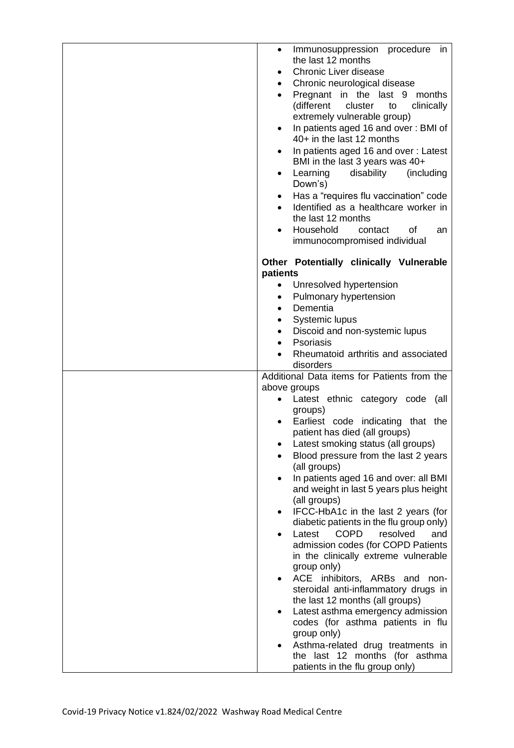| | |
|---|---|
| | • Immunosuppression procedure in the last 12 months<br>• Chronic Liver disease<br>• Chronic neurological disease<br>• Pregnant in the last 9 months (different cluster to clinically extremely vulnerable group)<br>• In patients aged 16 and over : BMI of 40+ in the last 12 months<br>• In patients aged 16 and over : Latest BMI in the last 3 years was 40+<br>• Learning disability (including Down's)<br>• Has a "requires flu vaccination" code<br>• Identified as a healthcare worker in the last 12 months<br>• Household contact of an immunocompromised individual<br><br>**Other Potentially clinically Vulnerable patients**<br>• Unresolved hypertension<br>• Pulmonary hypertension<br>• Dementia<br>• Systemic lupus<br>• Discoid and non-systemic lupus<br>• Psoriasis<br>• Rheumatoid arthritis and associated disorders |
| | Additional Data items for Patients from the above groups<br>• Latest ethnic category code (all groups)<br>• Earliest code indicating that the patient has died (all groups)<br>• Latest smoking status (all groups)<br>• Blood pressure from the last 2 years (all groups)<br>• In patients aged 16 and over: all BMI and weight in last 5 years plus height (all groups)<br>• IFCC-HbA1c in the last 2 years (for diabetic patients in the flu group only)<br>• Latest COPD resolved and admission codes (for COPD Patients in the clinically extreme vulnerable group only)<br>• ACE inhibitors, ARBs and non-steroidal anti-inflammatory drugs in the last 12 months (all groups)<br>• Latest asthma emergency admission codes (for asthma patients in flu group only)<br>• Asthma-related drug treatments in the last 12 months (for asthma patients in the flu group only) |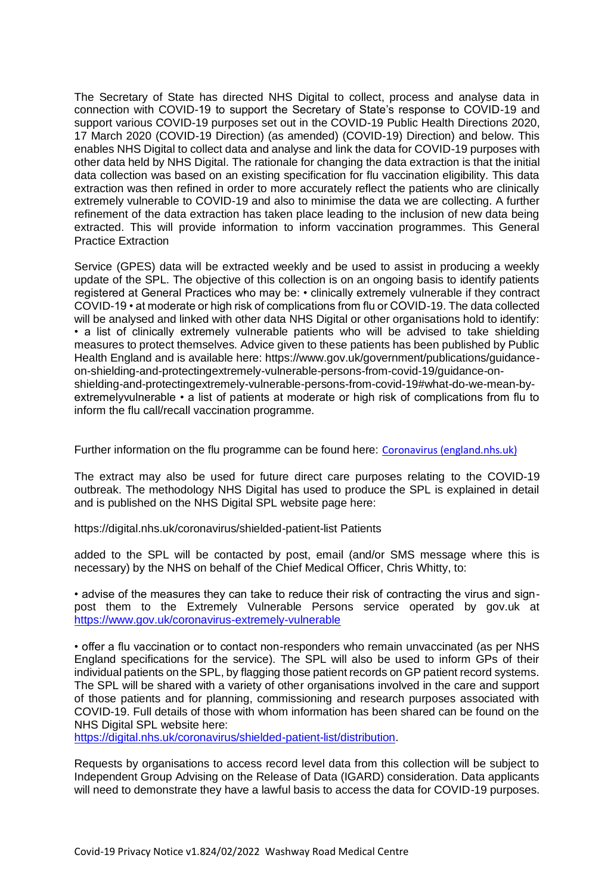The Secretary of State has directed NHS Digital to collect, process and analyse data in connection with COVID-19 to support the Secretary of State's response to COVID-19 and support various COVID-19 purposes set out in the COVID-19 Public Health Directions 2020, 17 March 2020 (COVID-19 Direction) (as amended) (COVID-19) Direction) and below. This enables NHS Digital to collect data and analyse and link the data for COVID-19 purposes with other data held by NHS Digital. The rationale for changing the data extraction is that the initial data collection was based on an existing specification for flu vaccination eligibility. This data extraction was then refined in order to more accurately reflect the patients who are clinically extremely vulnerable to COVID-19 and also to minimise the data we are collecting. A further refinement of the data extraction has taken place leading to the inclusion of new data being extracted. This will provide information to inform vaccination programmes. This General Practice Extraction

Service (GPES) data will be extracted weekly and be used to assist in producing a weekly update of the SPL. The objective of this collection is on an ongoing basis to identify patients registered at General Practices who may be: • clinically extremely vulnerable if they contract COVID-19 • at moderate or high risk of complications from flu or COVID-19. The data collected will be analysed and linked with other data NHS Digital or other organisations hold to identify: • a list of clinically extremely vulnerable patients who will be advised to take shielding measures to protect themselves. Advice given to these patients has been published by Public Health England and is available here: https://www.gov.uk/government/publications/guidance-on-shielding-and-protectingextremely-vulnerable-persons-from-covid-19/guidance-on-shielding-and-protectingextremely-vulnerable-persons-from-covid-19#what-do-we-mean-by-extremelyvulnerable • a list of patients at moderate or high risk of complications from flu to inform the flu call/recall vaccination programme.

Further information on the flu programme can be found here: [Coronavirus (england.nhs.uk)](https://www.england.nhs.uk)

The extract may also be used for future direct care purposes relating to the COVID-19 outbreak. The methodology NHS Digital has used to produce the SPL is explained in detail and is published on the NHS Digital SPL website page here:

https://digital.nhs.uk/coronavirus/shielded-patient-list Patients

added to the SPL will be contacted by post, email (and/or SMS message where this is necessary) by the NHS on behalf of the Chief Medical Officer, Chris Whitty, to:

• advise of the measures they can take to reduce their risk of contracting the virus and sign-post them to the Extremely Vulnerable Persons service operated by gov.uk at https://www.gov.uk/coronavirus-extremely-vulnerable

• offer a flu vaccination or to contact non-responders who remain unvaccinated (as per NHS England specifications for the service). The SPL will also be used to inform GPs of their individual patients on the SPL, by flagging those patient records on GP patient record systems. The SPL will be shared with a variety of other organisations involved in the care and support of those patients and for planning, commissioning and research purposes associated with COVID-19. Full details of those with whom information has been shared can be found on the NHS Digital SPL website here:
https://digital.nhs.uk/coronavirus/shielded-patient-list/distribution.

Requests by organisations to access record level data from this collection will be subject to Independent Group Advising on the Release of Data (IGARD) consideration. Data applicants will need to demonstrate they have a lawful basis to access the data for COVID-19 purposes.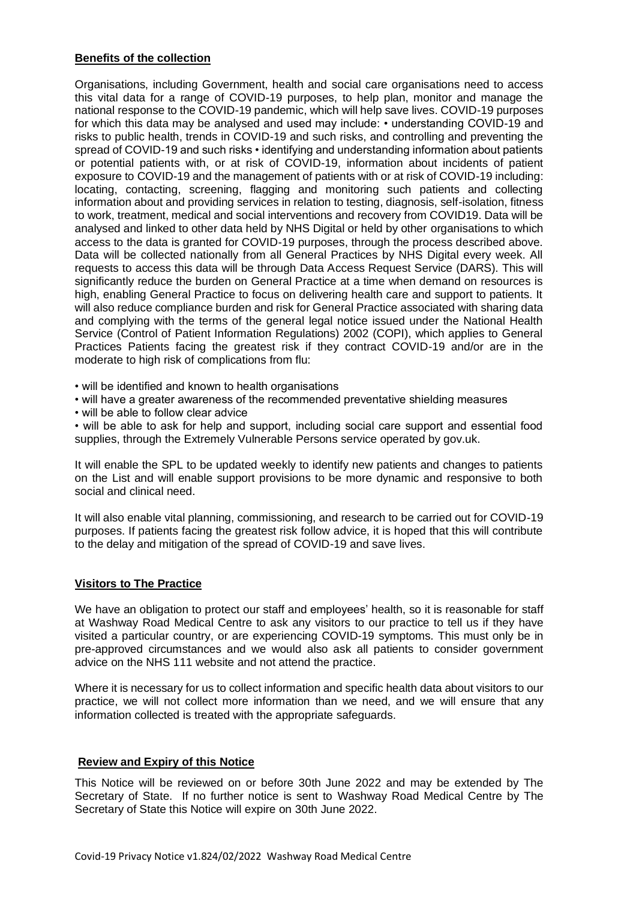**Benefits of the collection**

Organisations, including Government, health and social care organisations need to access this vital data for a range of COVID-19 purposes, to help plan, monitor and manage the national response to the COVID-19 pandemic, which will help save lives. COVID-19 purposes for which this data may be analysed and used may include: • understanding COVID-19 and risks to public health, trends in COVID-19 and such risks, and controlling and preventing the spread of COVID-19 and such risks • identifying and understanding information about patients or potential patients with, or at risk of COVID-19, information about incidents of patient exposure to COVID-19 and the management of patients with or at risk of COVID-19 including: locating, contacting, screening, flagging and monitoring such patients and collecting information about and providing services in relation to testing, diagnosis, self-isolation, fitness to work, treatment, medical and social interventions and recovery from COVID19. Data will be analysed and linked to other data held by NHS Digital or held by other organisations to which access to the data is granted for COVID-19 purposes, through the process described above. Data will be collected nationally from all General Practices by NHS Digital every week. All requests to access this data will be through Data Access Request Service (DARS). This will significantly reduce the burden on General Practice at a time when demand on resources is high, enabling General Practice to focus on delivering health care and support to patients. It will also reduce compliance burden and risk for General Practice associated with sharing data and complying with the terms of the general legal notice issued under the National Health Service (Control of Patient Information Regulations) 2002 (COPI), which applies to General Practices Patients facing the greatest risk if they contract COVID-19 and/or are in the moderate to high risk of complications from flu:

- will be identified and known to health organisations
- will have a greater awareness of the recommended preventative shielding measures
- will be able to follow clear advice
- will be able to ask for help and support, including social care support and essential food supplies, through the Extremely Vulnerable Persons service operated by gov.uk.

It will enable the SPL to be updated weekly to identify new patients and changes to patients on the List and will enable support provisions to be more dynamic and responsive to both social and clinical need.

It will also enable vital planning, commissioning, and research to be carried out for COVID-19 purposes. If patients facing the greatest risk follow advice, it is hoped that this will contribute to the delay and mitigation of the spread of COVID-19 and save lives.

**Visitors to The Practice**

We have an obligation to protect our staff and employees' health, so it is reasonable for staff at Washway Road Medical Centre to ask any visitors to our practice to tell us if they have visited a particular country, or are experiencing COVID-19 symptoms. This must only be in pre-approved circumstances and we would also ask all patients to consider government advice on the NHS 111 website and not attend the practice.

Where it is necessary for us to collect information and specific health data about visitors to our practice, we will not collect more information than we need, and we will ensure that any information collected is treated with the appropriate safeguards.

**Review and Expiry of this Notice**

This Notice will be reviewed on or before 30th June 2022 and may be extended by The Secretary of State. If no further notice is sent to Washway Road Medical Centre by The Secretary of State this Notice will expire on 30th June 2022.